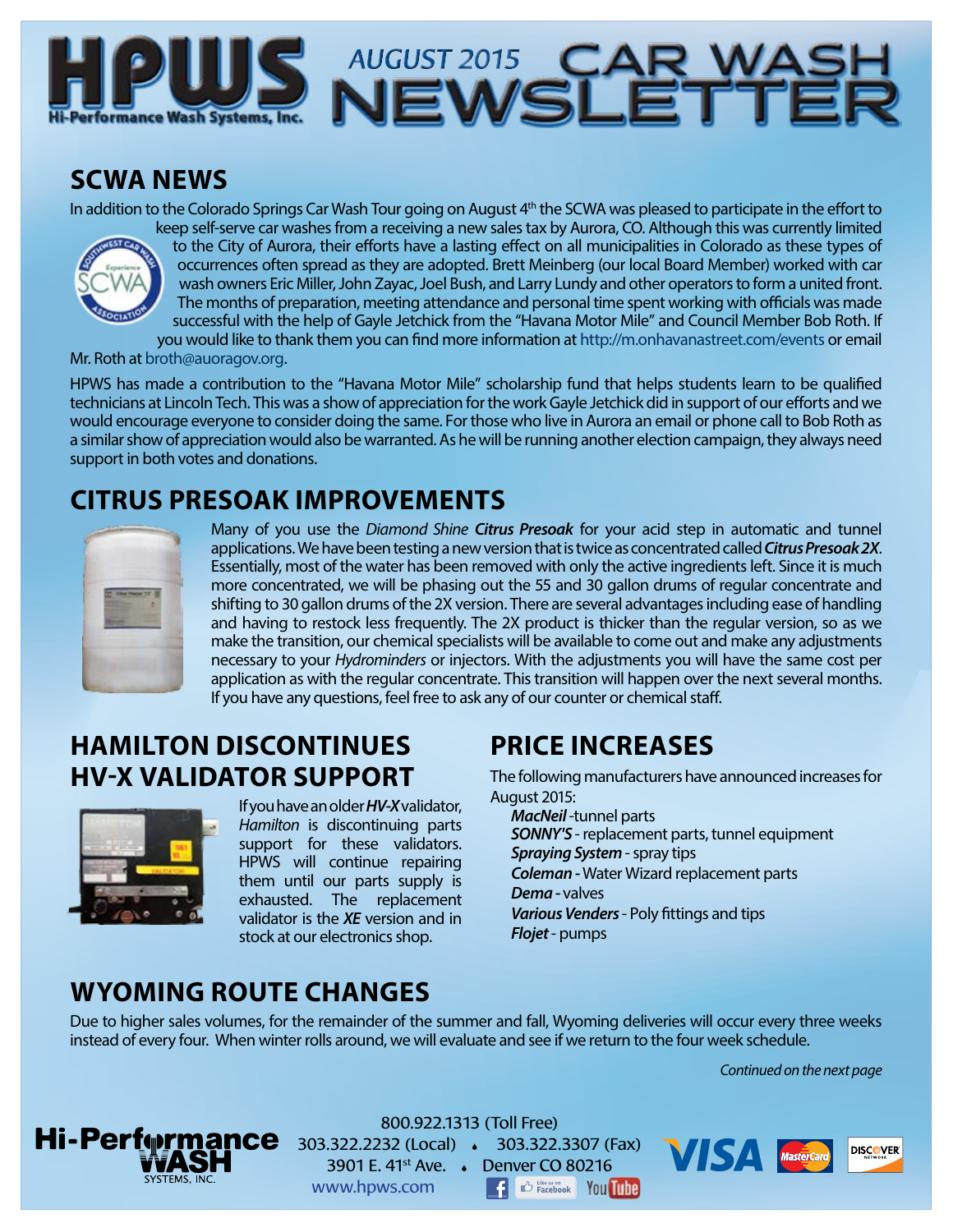# HPWS Hi-Performance Wash Systems, Inc. AUGUST 2015 CAR WASH NEWSLETTER

## SCWA NEWS

In addition to the Colorado Springs Car Wash Tour going on August 4th the SCWA was pleased to participate in the effort to keep self-serve car washes from a receiving a new sales tax by Aurora, CO. Although this was currently limited to the City of Aurora, their efforts have a lasting effect on all municipalities in Colorado as these types of occurrences often spread as they are adopted. Brett Meinberg (our local Board Member) worked with car wash owners Eric Miller, John Zayac, Joel Bush, and Larry Lundy and other operators to form a united front. The months of preparation, meeting attendance and personal time spent working with officials was made successful with the help of Gayle Jetchick from the "Havana Motor Mile" and Council Member Bob Roth. If you would like to thank them you can find more information at http://m.onhavanastreet.com/events or email Mr. Roth at broth@auoragov.org.

HPWS has made a contribution to the "Havana Motor Mile" scholarship fund that helps students learn to be qualified technicians at Lincoln Tech. This was a show of appreciation for the work Gayle Jetchick did in support of our efforts and we would encourage everyone to consider doing the same. For those who live in Aurora an email or phone call to Bob Roth as a similar show of appreciation would also be warranted. As he will be running another election campaign, they always need support in both votes and donations.

## CITRUS PRESOAK IMPROVEMENTS

Many of you use the *Diamond Shine* ***Citrus Presoak*** for your acid step in automatic and tunnel applications. We have been testing a new version that is twice as concentrated called ***Citrus Presoak 2X***. Essentially, most of the water has been removed with only the active ingredients left. Since it is much more concentrated, we will be phasing out the 55 and 30 gallon drums of regular concentrate and shifting to 30 gallon drums of the 2X version. There are several advantages including ease of handling and having to restock less frequently. The 2X product is thicker than the regular version, so as we make the transition, our chemical specialists will be available to come out and make any adjustments necessary to your *Hydrominders* or injectors. With the adjustments you will have the same cost per application as with the regular concentrate. This transition will happen over the next several months. If you have any questions, feel free to ask any of our counter or chemical staff.

## HAMILTON DISCONTINUES HV-X VALIDATOR SUPPORT

If you have an older ***HV-X*** validator, *Hamilton* is discontinuing parts support for these validators. HPWS will continue repairing them until our parts supply is exhausted. The replacement validator is the ***XE*** version and in stock at our electronics shop.

## PRICE INCREASES

The following manufacturers have announced increases for August 2015:

- ***MacNeil*** -tunnel parts
- ***SONNY'S*** - replacement parts, tunnel equipment
- ***Spraying System*** - spray tips
- ***Coleman*** - Water Wizard replacement parts
- ***Dema*** - valves
- ***Various Venders*** - Poly fittings and tips
- ***Flojet*** - pumps

## WYOMING ROUTE CHANGES

Due to higher sales volumes, for the remainder of the summer and fall, Wyoming deliveries will occur every three weeks instead of every four. When winter rolls around, we will evaluate and see if we return to the four week schedule.

*Continued on the next page*

Hi-Performance WASH SYSTEMS, INC.

800.922.1313 (Toll Free)
303.322.2232 (Local) • 303.322.3307 (Fax)
3901 E. 41st Ave. • Denver CO 80216
www.hpws.com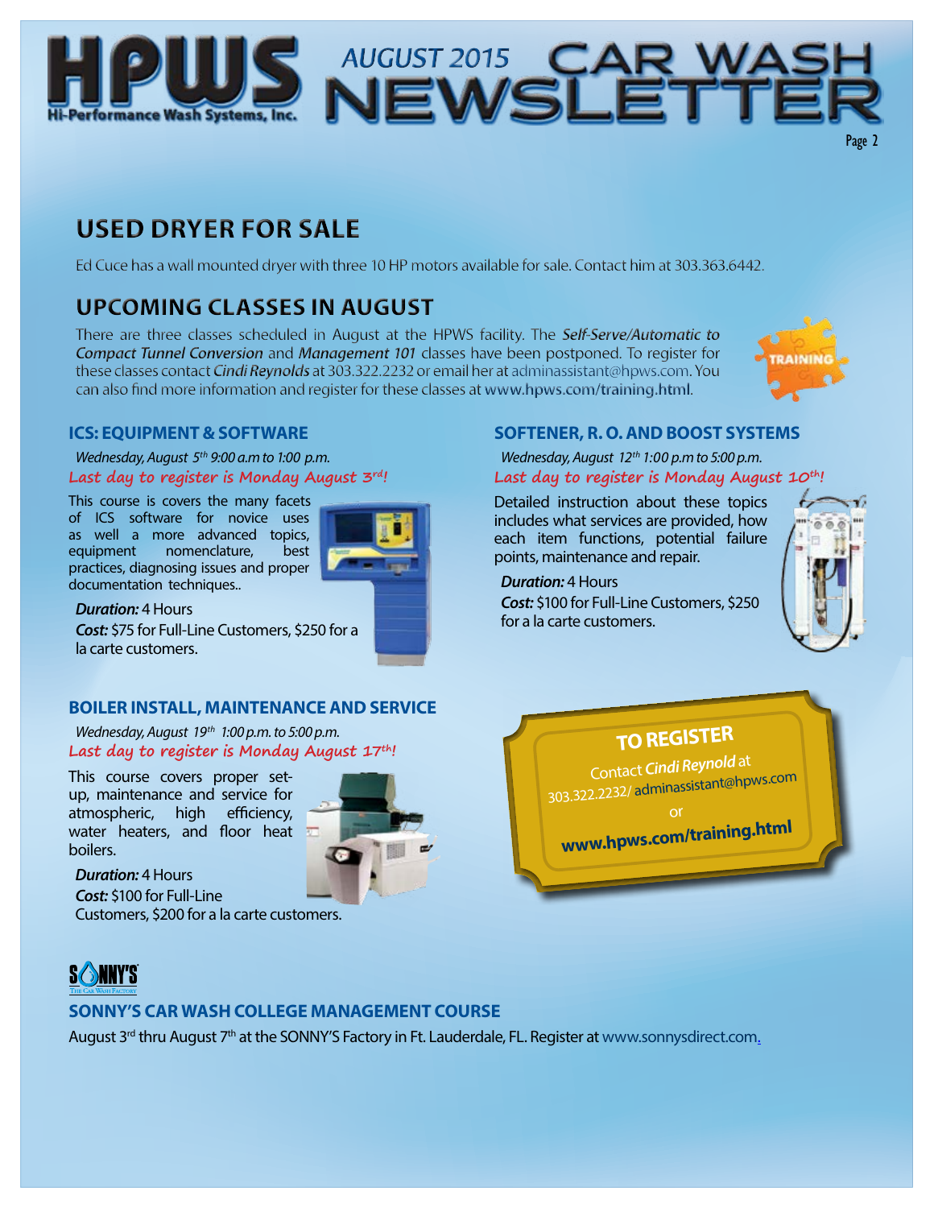## USED DRYER FOR SALE

Ed Cuce has a wall mounted dryer with three 10 HP motors available for sale. Contact him at 303.363.6442.

## UPCOMING CLASSES IN AUGUST

There are three classes scheduled in August at the HPWS facility. The ***Self-Serve/Automatic to Compact Tunnel Conversion*** and ***Management 101*** classes have been postponed. To register for these classes contact ***Cindi Reynolds*** at 303.322.2232 or email her at adminassistant@hpws.com. You can also find more information and register for these classes at **www.hpws.com/training.html**.

### ICS: EQUIPMENT & SOFTWARE

*Wednesday, August 5th 9:00 a.m to 1:00 p.m.*

*Last day to register is Monday August 3rd!*

This course is covers the many facets of ICS software for novice uses as well a more advanced topics, equipment nomenclature, best practices, diagnosing issues and proper documentation techniques..

***Duration:*** 4 Hours

***Cost:*** $75 for Full-Line Customers, $250 for a la carte customers.

### SOFTENER, R. O. AND BOOST SYSTEMS

*Wednesday, August 12th 1:00 p.m to 5:00 p.m.*

*Last day to register is Monday August 10th!*

Detailed instruction about these topics includes what services are provided, how each item functions, potential failure points, maintenance and repair.

***Duration:*** 4 Hours

***Cost:*** $100 for Full-Line Customers, $250 for a la carte customers.

### BOILER INSTALL, MAINTENANCE AND SERVICE

*Wednesday, August 19th 1:00 p.m. to 5:00 p.m.*

*Last day to register is Monday August 17th!*

This course covers proper set-up, maintenance and service for atmospheric, high efficiency, water heaters, and floor heat boilers.

***Duration:*** 4 Hours

***Cost:*** $100 for Full-Line Customers, $200 for a la carte customers.

**TO REGISTER**

Contact ***Cindi Reynold*** at 303.322.2232/ adminassistant@hpws.com

or

**www.hpws.com/training.html**

### SONNY'S CAR WASH COLLEGE MANAGEMENT COURSE

August 3rd thru August 7th at the SONNY'S Factory in Ft. Lauderdale, FL. Register at www.sonnysdirect.com.